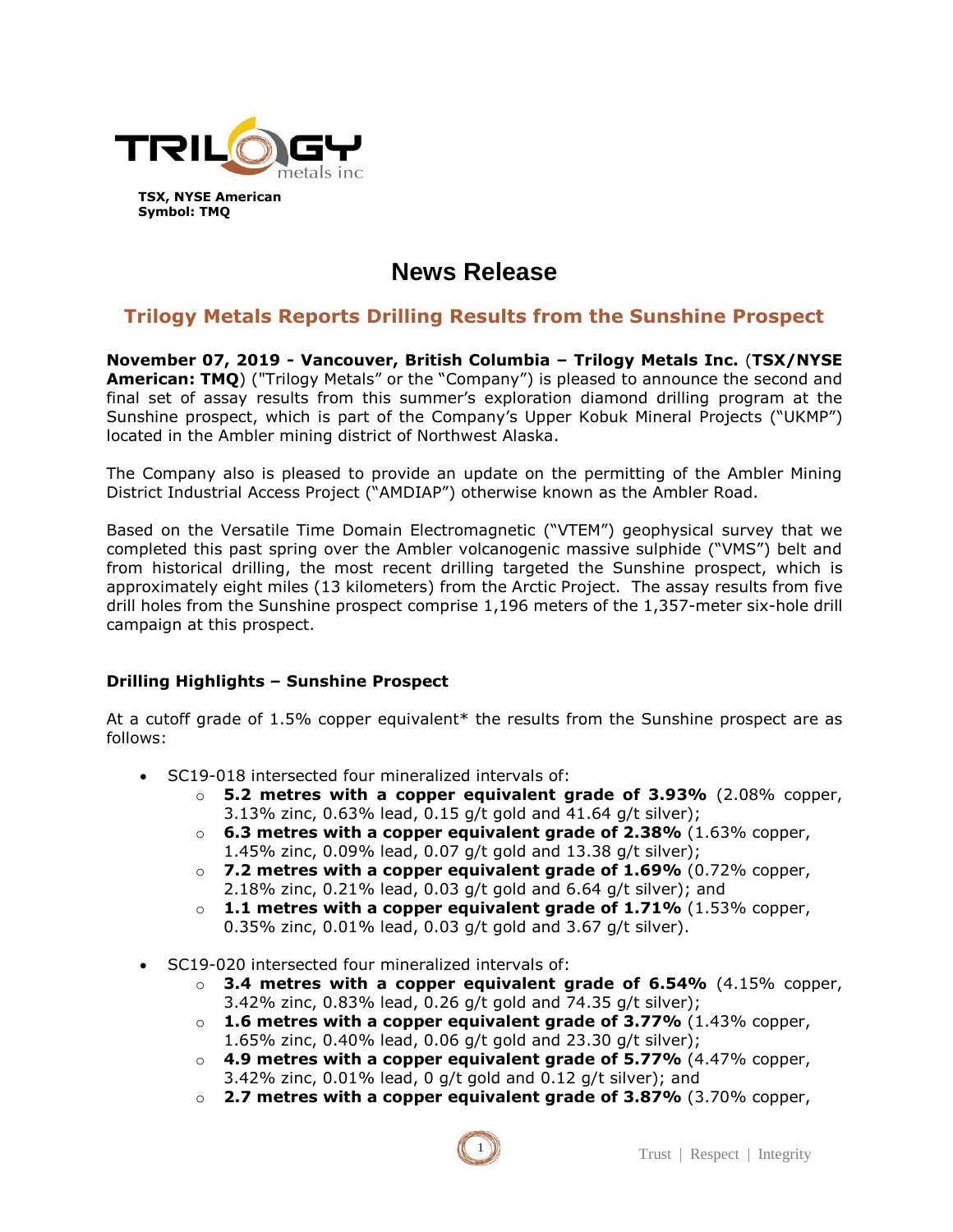**TSX, NYSE American**
**Symbol: TMQ**

# News Release

## Trilogy Metals Reports Drilling Results from the Sunshine Prospect

**November 07, 2019 - Vancouver, British Columbia – Trilogy Metals Inc.** (**TSX/NYSE American: TMQ**) ("Trilogy Metals" or the "Company") is pleased to announce the second and final set of assay results from this summer's exploration diamond drilling program at the Sunshine prospect, which is part of the Company's Upper Kobuk Mineral Projects ("UKMP") located in the Ambler mining district of Northwest Alaska.

The Company also is pleased to provide an update on the permitting of the Ambler Mining District Industrial Access Project ("AMDIAP") otherwise known as the Ambler Road.

Based on the Versatile Time Domain Electromagnetic ("VTEM") geophysical survey that we completed this past spring over the Ambler volcanogenic massive sulphide ("VMS") belt and from historical drilling, the most recent drilling targeted the Sunshine prospect, which is approximately eight miles (13 kilometers) from the Arctic Project. The assay results from five drill holes from the Sunshine prospect comprise 1,196 meters of the 1,357-meter six-hole drill campaign at this prospect.

### Drilling Highlights – Sunshine Prospect

At a cutoff grade of 1.5% copper equivalent* the results from the Sunshine prospect are as follows:

- SC19-018 intersected four mineralized intervals of:
  - **5.2 metres with a copper equivalent grade of 3.93%** (2.08% copper, 3.13% zinc, 0.63% lead, 0.15 g/t gold and 41.64 g/t silver);
  - **6.3 metres with a copper equivalent grade of 2.38%** (1.63% copper, 1.45% zinc, 0.09% lead, 0.07 g/t gold and 13.38 g/t silver);
  - **7.2 metres with a copper equivalent grade of 1.69%** (0.72% copper, 2.18% zinc, 0.21% lead, 0.03 g/t gold and 6.64 g/t silver); and
  - **1.1 metres with a copper equivalent grade of 1.71%** (1.53% copper, 0.35% zinc, 0.01% lead, 0.03 g/t gold and 3.67 g/t silver).
- SC19-020 intersected four mineralized intervals of:
  - **3.4 metres with a copper equivalent grade of 6.54%** (4.15% copper, 3.42% zinc, 0.83% lead, 0.26 g/t gold and 74.35 g/t silver);
  - **1.6 metres with a copper equivalent grade of 3.77%** (1.43% copper, 1.65% zinc, 0.40% lead, 0.06 g/t gold and 23.30 g/t silver);
  - **4.9 metres with a copper equivalent grade of 5.77%** (4.47% copper, 3.42% zinc, 0.01% lead, 0 g/t gold and 0.12 g/t silver); and
  - **2.7 metres with a copper equivalent grade of 3.87%** (3.70% copper,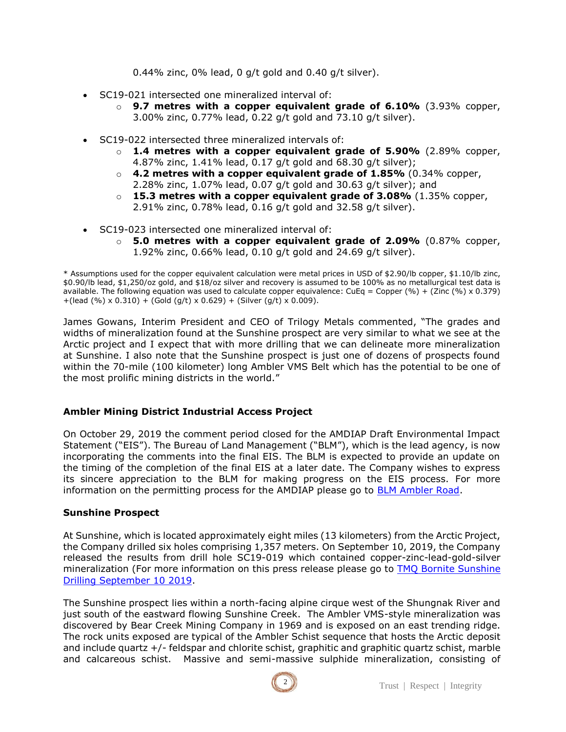0.44% zinc, 0% lead, 0 g/t gold and 0.40 g/t silver).

- SC19-021 intersected one mineralized interval of:
  - **9.7 metres with a copper equivalent grade of 6.10%** (3.93% copper, 3.00% zinc, 0.77% lead, 0.22 g/t gold and 73.10 g/t silver).
- SC19-022 intersected three mineralized intervals of:
  - **1.4 metres with a copper equivalent grade of 5.90%** (2.89% copper, 4.87% zinc, 1.41% lead, 0.17 g/t gold and 68.30 g/t silver);
  - **4.2 metres with a copper equivalent grade of 1.85%** (0.34% copper, 2.28% zinc, 1.07% lead, 0.07 g/t gold and 30.63 g/t silver); and
  - **15.3 metres with a copper equivalent grade of 3.08%** (1.35% copper, 2.91% zinc, 0.78% lead, 0.16 g/t gold and 32.58 g/t silver).
- SC19-023 intersected one mineralized interval of:
  - **5.0 metres with a copper equivalent grade of 2.09%** (0.87% copper, 1.92% zinc, 0.66% lead, 0.10 g/t gold and 24.69 g/t silver).

\* Assumptions used for the copper equivalent calculation were metal prices in USD of $2.90/lb copper, $1.10/lb zinc, $0.90/lb lead, $1,250/oz gold, and $18/oz silver and recovery is assumed to be 100% as no metallurgical test data is available. The following equation was used to calculate copper equivalence: CuEq = Copper (%) + (Zinc (%) x 0.379) +(lead (%) x 0.310) + (Gold (g/t) x 0.629) + (Silver (g/t) x 0.009).

James Gowans, Interim President and CEO of Trilogy Metals commented, "The grades and widths of mineralization found at the Sunshine prospect are very similar to what we see at the Arctic project and I expect that with more drilling that we can delineate more mineralization at Sunshine. I also note that the Sunshine prospect is just one of dozens of prospects found within the 70-mile (100 kilometer) long Ambler VMS Belt which has the potential to be one of the most prolific mining districts in the world."

## Ambler Mining District Industrial Access Project

On October 29, 2019 the comment period closed for the AMDIAP Draft Environmental Impact Statement ("EIS"). The Bureau of Land Management ("BLM"), which is the lead agency, is now incorporating the comments into the final EIS. The BLM is expected to provide an update on the timing of the completion of the final EIS at a later date. The Company wishes to express its sincere appreciation to the BLM for making progress on the EIS process. For more information on the permitting process for the AMDIAP please go to BLM Ambler Road.

## Sunshine Prospect

At Sunshine, which is located approximately eight miles (13 kilometers) from the Arctic Project, the Company drilled six holes comprising 1,357 meters. On September 10, 2019, the Company released the results from drill hole SC19-019 which contained copper-zinc-lead-gold-silver mineralization (For more information on this press release please go to TMQ Bornite Sunshine Drilling September 10 2019.

The Sunshine prospect lies within a north-facing alpine cirque west of the Shungnak River and just south of the eastward flowing Sunshine Creek. The Ambler VMS-style mineralization was discovered by Bear Creek Mining Company in 1969 and is exposed on an east trending ridge. The rock units exposed are typical of the Ambler Schist sequence that hosts the Arctic deposit and include quartz +/- feldspar and chlorite schist, graphitic and graphitic quartz schist, marble and calcareous schist. Massive and semi-massive sulphide mineralization, consisting of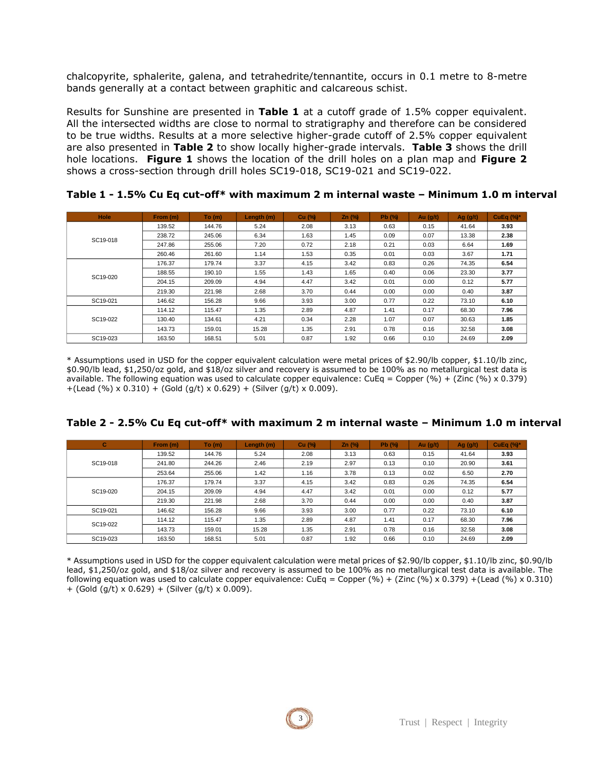chalcopyrite, sphalerite, galena, and tetrahedrite/tennantite, occurs in 0.1 metre to 8-metre bands generally at a contact between graphitic and calcareous schist.

Results for Sunshine are presented in **Table 1** at a cutoff grade of 1.5% copper equivalent. All the intersected widths are close to normal to stratigraphy and therefore can be considered to be true widths. Results at a more selective higher-grade cutoff of 2.5% copper equivalent are also presented in **Table 2** to show locally higher-grade intervals. **Table 3** shows the drill hole locations. **Figure 1** shows the location of the drill holes on a plan map and **Figure 2** shows a cross-section through drill holes SC19-018, SC19-021 and SC19-022.

**Table 1 - 1.5% Cu Eq cut-off* with maximum 2 m internal waste – Minimum 1.0 m interval**

| Hole | From (m) | To (m) | Length (m) | Cu (%) | Zn (%) | Pb (%) | Au (g/t) | Ag (g/t) | CuEq (%)* |
|---|---|---|---|---|---|---|---|---|---|
| SC19-018 | 139.52 | 144.76 | 5.24 | 2.08 | 3.13 | 0.63 | 0.15 | 41.64 | **3.93** |
| | 238.72 | 245.06 | 6.34 | 1.63 | 1.45 | 0.09 | 0.07 | 13.38 | **2.38** |
| | 247.86 | 255.06 | 7.20 | 0.72 | 2.18 | 0.21 | 0.03 | 6.64 | **1.69** |
| | 260.46 | 261.60 | 1.14 | 1.53 | 0.35 | 0.01 | 0.03 | 3.67 | **1.71** |
| SC19-020 | 176.37 | 179.74 | 3.37 | 4.15 | 3.42 | 0.83 | 0.26 | 74.35 | **6.54** |
| | 188.55 | 190.10 | 1.55 | 1.43 | 1.65 | 0.40 | 0.06 | 23.30 | **3.77** |
| | 204.15 | 209.09 | 4.94 | 4.47 | 3.42 | 0.01 | 0.00 | 0.12 | **5.77** |
| | 219.30 | 221.98 | 2.68 | 3.70 | 0.44 | 0.00 | 0.00 | 0.40 | **3.87** |
| SC19-021 | 146.62 | 156.28 | 9.66 | 3.93 | 3.00 | 0.77 | 0.22 | 73.10 | **6.10** |
| SC19-022 | 114.12 | 115.47 | 1.35 | 2.89 | 4.87 | 1.41 | 0.17 | 68.30 | **7.96** |
| | 130.40 | 134.61 | 4.21 | 0.34 | 2.28 | 1.07 | 0.07 | 30.63 | **1.85** |
| | 143.73 | 159.01 | 15.28 | 1.35 | 2.91 | 0.78 | 0.16 | 32.58 | **3.08** |
| SC19-023 | 163.50 | 168.51 | 5.01 | 0.87 | 1.92 | 0.66 | 0.10 | 24.69 | **2.09** |

* Assumptions used in USD for the copper equivalent calculation were metal prices of $2.90/lb copper, $1.10/lb zinc, $0.90/lb lead, $1,250/oz gold, and $18/oz silver and recovery is assumed to be 100% as no metallurgical test data is available. The following equation was used to calculate copper equivalence: CuEq = Copper (%) + (Zinc (%) x 0.379) +(Lead (%) x 0.310) + (Gold (g/t) x 0.629) + (Silver (g/t) x 0.009).

**Table 2 - 2.5% Cu Eq cut-off* with maximum 2 m internal waste – Minimum 1.0 m interval**

| C | From (m) | To (m) | Length (m) | Cu (%) | Zn (%) | Pb (%) | Au (g/t) | Ag (g/t) | CuEq (%)* |
|---|---|---|---|---|---|---|---|---|---|
| SC19-018 | 139.52 | 144.76 | 5.24 | 2.08 | 3.13 | 0.63 | 0.15 | 41.64 | **3.93** |
| | 241.80 | 244.26 | 2.46 | 2.19 | 2.97 | 0.13 | 0.10 | 20.90 | **3.61** |
| | 253.64 | 255.06 | 1.42 | 1.16 | 3.78 | 0.13 | 0.02 | 6.50 | **2.70** |
| SC19-020 | 176.37 | 179.74 | 3.37 | 4.15 | 3.42 | 0.83 | 0.26 | 74.35 | **6.54** |
| | 204.15 | 209.09 | 4.94 | 4.47 | 3.42 | 0.01 | 0.00 | 0.12 | **5.77** |
| | 219.30 | 221.98 | 2.68 | 3.70 | 0.44 | 0.00 | 0.00 | 0.40 | **3.87** |
| SC19-021 | 146.62 | 156.28 | 9.66 | 3.93 | 3.00 | 0.77 | 0.22 | 73.10 | **6.10** |
| SC19-022 | 114.12 | 115.47 | 1.35 | 2.89 | 4.87 | 1.41 | 0.17 | 68.30 | **7.96** |
| | 143.73 | 159.01 | 15.28 | 1.35 | 2.91 | 0.78 | 0.16 | 32.58 | **3.08** |
| SC19-023 | 163.50 | 168.51 | 5.01 | 0.87 | 1.92 | 0.66 | 0.10 | 24.69 | **2.09** |

* Assumptions used in USD for the copper equivalent calculation were metal prices of $2.90/lb copper, $1.10/lb zinc, $0.90/lb lead, $1,250/oz gold, and $18/oz silver and recovery is assumed to be 100% as no metallurgical test data is available. The following equation was used to calculate copper equivalence: CuEq = Copper (%) + (Zinc (%) x 0.379) +(Lead (%) x 0.310) + (Gold (g/t) x 0.629) + (Silver (g/t) x 0.009).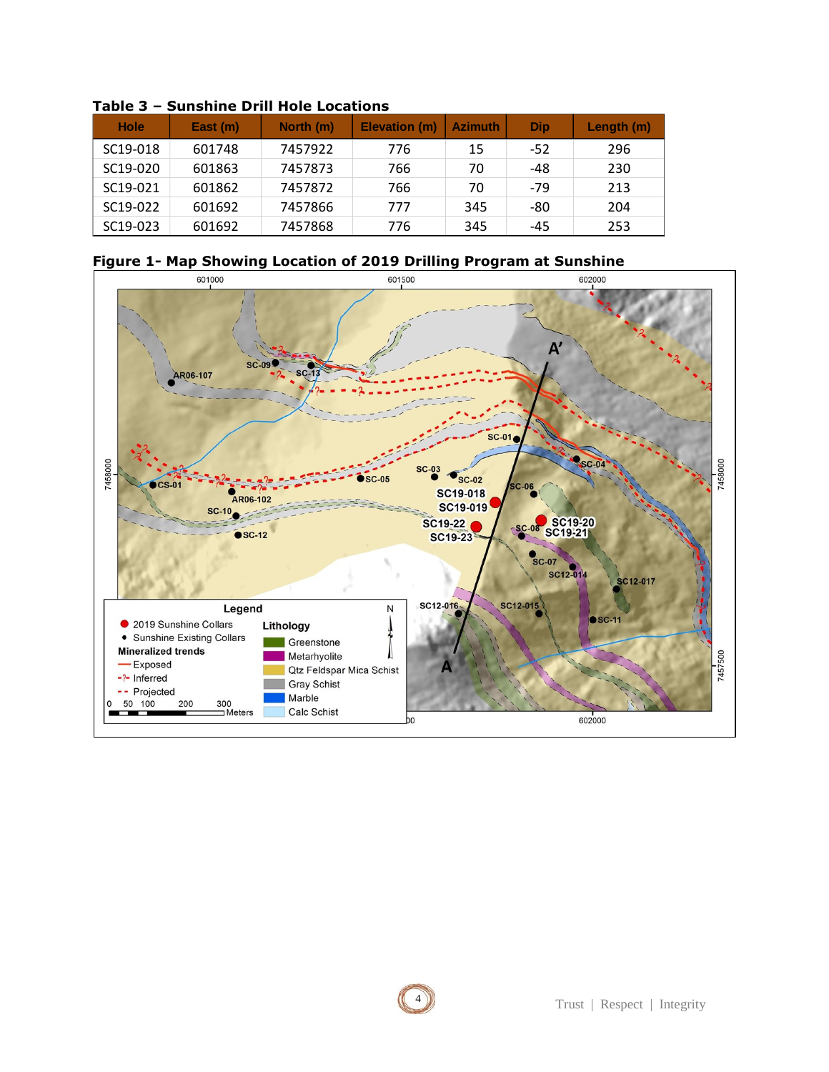**Table 3 – Sunshine Drill Hole Locations**

| Hole | East (m) | North (m) | Elevation (m) | Azimuth | Dip | Length (m) |
|---|---|---|---|---|---|---|
| SC19-018 | 601748 | 7457922 | 776 | 15 | -52 | 296 |
| SC19-020 | 601863 | 7457873 | 766 | 70 | -48 | 230 |
| SC19-021 | 601862 | 7457872 | 766 | 70 | -79 | 213 |
| SC19-022 | 601692 | 7457866 | 777 | 345 | -80 | 204 |
| SC19-023 | 601692 | 7457868 | 776 | 345 | -45 | 253 |

**Figure 1- Map Showing Location of 2019 Drilling Program at Sunshine**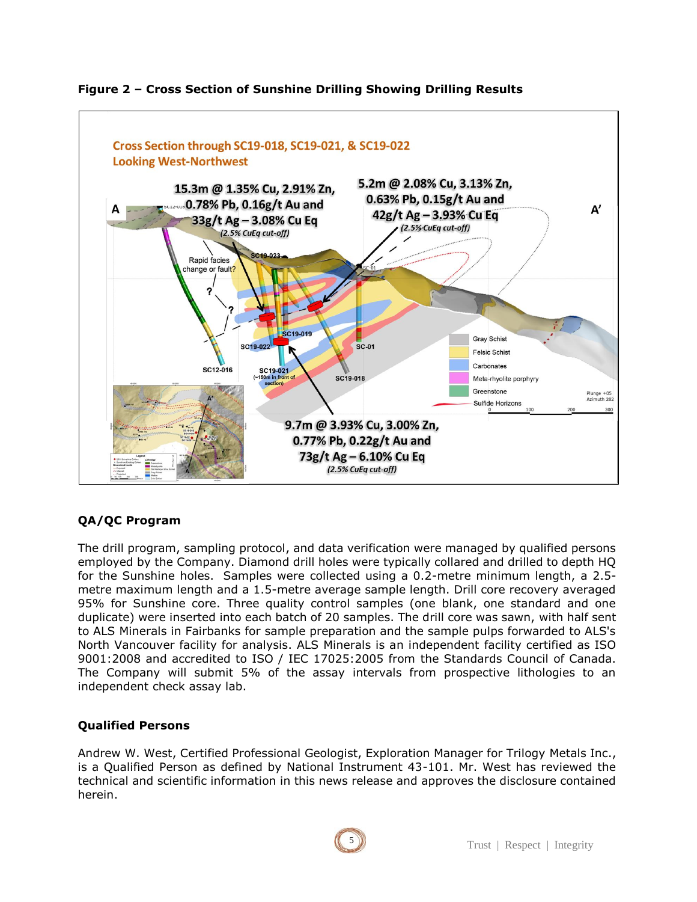**Figure 2 – Cross Section of Sunshine Drilling Showing Drilling Results**

## QA/QC Program

The drill program, sampling protocol, and data verification were managed by qualified persons employed by the Company. Diamond drill holes were typically collared and drilled to depth HQ for the Sunshine holes. Samples were collected using a 0.2-metre minimum length, a 2.5-metre maximum length and a 1.5-metre average sample length. Drill core recovery averaged 95% for Sunshine core. Three quality control samples (one blank, one standard and one duplicate) were inserted into each batch of 20 samples. The drill core was sawn, with half sent to ALS Minerals in Fairbanks for sample preparation and the sample pulps forwarded to ALS's North Vancouver facility for analysis. ALS Minerals is an independent facility certified as ISO 9001:2008 and accredited to ISO / IEC 17025:2005 from the Standards Council of Canada. The Company will submit 5% of the assay intervals from prospective lithologies to an independent check assay lab.

## Qualified Persons

Andrew W. West, Certified Professional Geologist, Exploration Manager for Trilogy Metals Inc., is a Qualified Person as defined by National Instrument 43-101. Mr. West has reviewed the technical and scientific information in this news release and approves the disclosure contained herein.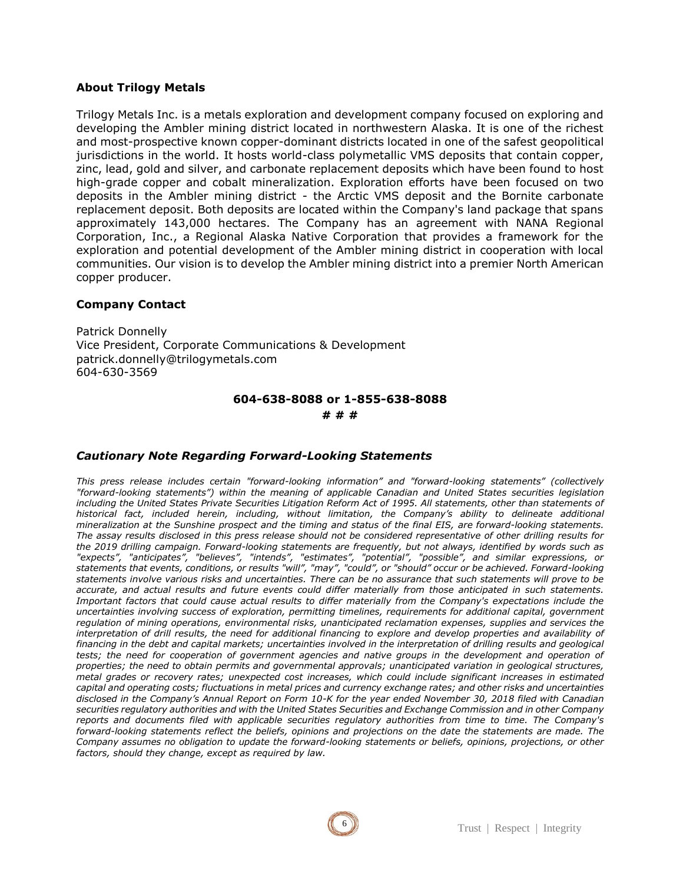### About Trilogy Metals

Trilogy Metals Inc. is a metals exploration and development company focused on exploring and developing the Ambler mining district located in northwestern Alaska. It is one of the richest and most-prospective known copper-dominant districts located in one of the safest geopolitical jurisdictions in the world. It hosts world-class polymetallic VMS deposits that contain copper, zinc, lead, gold and silver, and carbonate replacement deposits which have been found to host high-grade copper and cobalt mineralization. Exploration efforts have been focused on two deposits in the Ambler mining district - the Arctic VMS deposit and the Bornite carbonate replacement deposit. Both deposits are located within the Company's land package that spans approximately 143,000 hectares. The Company has an agreement with NANA Regional Corporation, Inc., a Regional Alaska Native Corporation that provides a framework for the exploration and potential development of the Ambler mining district in cooperation with local communities. Our vision is to develop the Ambler mining district into a premier North American copper producer.

### Company Contact

Patrick Donnelly
Vice President, Corporate Communications & Development
patrick.donnelly@trilogymetals.com
604-630-3569

**604-638-8088 or 1-855-638-8088**

**# # #**

### *Cautionary Note Regarding Forward-Looking Statements*

*This press release includes certain "forward-looking information" and "forward-looking statements" (collectively "forward-looking statements") within the meaning of applicable Canadian and United States securities legislation including the United States Private Securities Litigation Reform Act of 1995. All statements, other than statements of historical fact, included herein, including, without limitation, the Company's ability to delineate additional mineralization at the Sunshine prospect and the timing and status of the final EIS, are forward-looking statements. The assay results disclosed in this press release should not be considered representative of other drilling results for the 2019 drilling campaign. Forward-looking statements are frequently, but not always, identified by words such as "expects", "anticipates", "believes", "intends", "estimates", "potential", "possible", and similar expressions, or statements that events, conditions, or results "will", "may", "could", or "should" occur or be achieved. Forward-looking statements involve various risks and uncertainties. There can be no assurance that such statements will prove to be accurate, and actual results and future events could differ materially from those anticipated in such statements. Important factors that could cause actual results to differ materially from the Company's expectations include the uncertainties involving success of exploration, permitting timelines, requirements for additional capital, government regulation of mining operations, environmental risks, unanticipated reclamation expenses, supplies and services the interpretation of drill results, the need for additional financing to explore and develop properties and availability of financing in the debt and capital markets; uncertainties involved in the interpretation of drilling results and geological tests; the need for cooperation of government agencies and native groups in the development and operation of properties; the need to obtain permits and governmental approvals; unanticipated variation in geological structures, metal grades or recovery rates; unexpected cost increases, which could include significant increases in estimated capital and operating costs; fluctuations in metal prices and currency exchange rates; and other risks and uncertainties disclosed in the Company's Annual Report on Form 10-K for the year ended November 30, 2018 filed with Canadian securities regulatory authorities and with the United States Securities and Exchange Commission and in other Company reports and documents filed with applicable securities regulatory authorities from time to time. The Company's forward-looking statements reflect the beliefs, opinions and projections on the date the statements are made. The Company assumes no obligation to update the forward-looking statements or beliefs, opinions, projections, or other factors, should they change, except as required by law.*